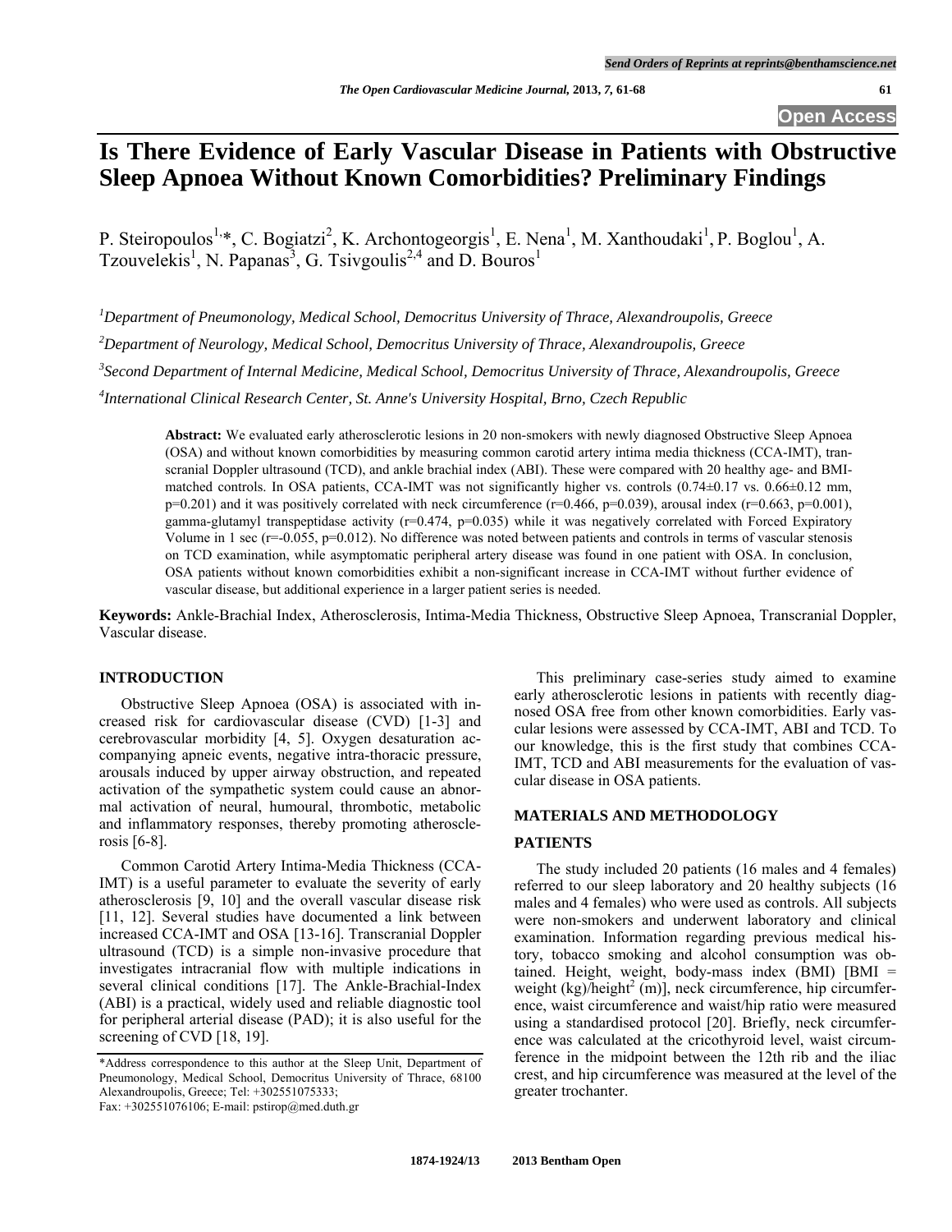# Is There Evidence of Early Vascular Disease in Patients with Obstructive Sleep Apnoea Without Known Comorbidities? Preliminary Findings

P. Steiropoulos[1,*], C. Bogiatzi[2], K. Archontogeorgis[1], E. Nena[1], M. Xanthoudaki[1], P. Boglou[1], A. Tzouvelekis[1], N. Papanas[3], G. Tsivgoulis[2,4] and D. Bouros[1]

[1]*Department of Pneumonology, Medical School, Democritus University of Thrace, Alexandroupolis, Greece*

[2]*Department of Neurology, Medical School, Democritus University of Thrace, Alexandroupolis, Greece*

[3]*Second Department of Internal Medicine, Medical School, Democritus University of Thrace, Alexandroupolis, Greece*

[4]*International Clinical Research Center, St. Anne's University Hospital, Brno, Czech Republic*

**Abstract:** We evaluated early atherosclerotic lesions in 20 non-smokers with newly diagnosed Obstructive Sleep Apnoea (OSA) and without known comorbidities by measuring common carotid artery intima media thickness (CCA-IMT), transcranial Doppler ultrasound (TCD), and ankle brachial index (ABI). These were compared with 20 healthy age- and BMI-matched controls. In OSA patients, CCA-IMT was not significantly higher vs. controls (0.74±0.17 vs. 0.66±0.12 mm, p=0.201) and it was positively correlated with neck circumference (r=0.466, p=0.039), arousal index (r=0.663, p=0.001), gamma-glutamyl transpeptidase activity (r=0.474, p=0.035) while it was negatively correlated with Forced Expiratory Volume in 1 sec (r=-0.055, p=0.012). No difference was noted between patients and controls in terms of vascular stenosis on TCD examination, while asymptomatic peripheral artery disease was found in one patient with OSA. In conclusion, OSA patients without known comorbidities exhibit a non-significant increase in CCA-IMT without further evidence of vascular disease, but additional experience in a larger patient series is needed.

**Keywords:** Ankle-Brachial Index, Atherosclerosis, Intima-Media Thickness, Obstructive Sleep Apnoea, Transcranial Doppler, Vascular disease.

## INTRODUCTION

Obstructive Sleep Apnoea (OSA) is associated with increased risk for cardiovascular disease (CVD) [1-3] and cerebrovascular morbidity [4, 5]. Oxygen desaturation accompanying apneic events, negative intra-thoracic pressure, arousals induced by upper airway obstruction, and repeated activation of the sympathetic system could cause an abnormal activation of neural, humoural, thrombotic, metabolic and inflammatory responses, thereby promoting atherosclerosis [6-8].

Common Carotid Artery Intima-Media Thickness (CCA-IMT) is a useful parameter to evaluate the severity of early atherosclerosis [9, 10] and the overall vascular disease risk [11, 12]. Several studies have documented a link between increased CCA-IMT and OSA [13-16]. Transcranial Doppler ultrasound (TCD) is a simple non-invasive procedure that investigates intracranial flow with multiple indications in several clinical conditions [17]. The Ankle-Brachial-Index (ABI) is a practical, widely used and reliable diagnostic tool for peripheral arterial disease (PAD); it is also useful for the screening of CVD [18, 19].

This preliminary case-series study aimed to examine early atherosclerotic lesions in patients with recently diagnosed OSA free from other known comorbidities. Early vascular lesions were assessed by CCA-IMT, ABI and TCD. To our knowledge, this is the first study that combines CCA-IMT, TCD and ABI measurements for the evaluation of vascular disease in OSA patients.

## MATERIALS AND METHODOLOGY

### PATIENTS

The study included 20 patients (16 males and 4 females) referred to our sleep laboratory and 20 healthy subjects (16 males and 4 females) who were used as controls. All subjects were non-smokers and underwent laboratory and clinical examination. Information regarding previous medical history, tobacco smoking and alcohol consumption was obtained. Height, weight, body-mass index (BMI) [BMI = weight (kg)/height$^2$ (m)], neck circumference, hip circumference, waist circumference and waist/hip ratio were measured using a standardised protocol [20]. Briefly, neck circumference was calculated at the cricothyroid level, waist circumference in the midpoint between the 12th rib and the iliac crest, and hip circumference was measured at the level of the greater trochanter.

*Address correspondence to this author at the Sleep Unit, Department of Pneumonology, Medical School, Democritus University of Thrace, 68100 Alexandroupolis, Greece; Tel: +302551075333; Fax: +302551076106; E-mail: pstirop@med.duth.gr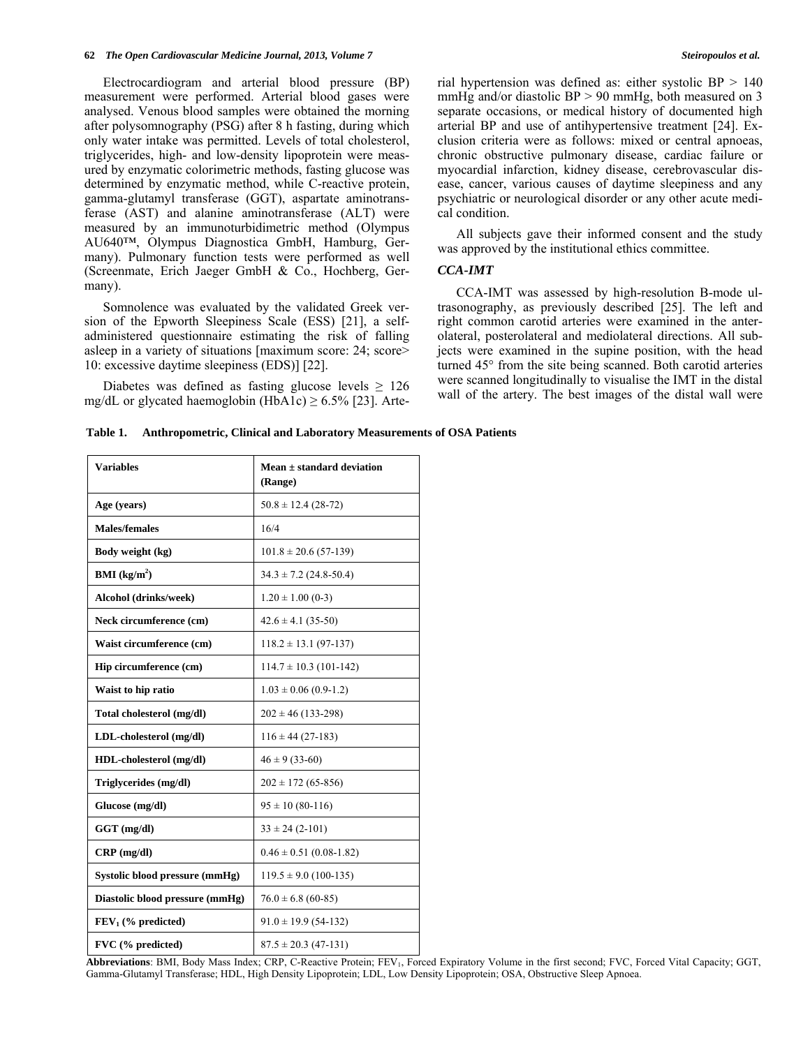Electrocardiogram and arterial blood pressure (BP) measurement were performed. Arterial blood gases were analysed. Venous blood samples were obtained the morning after polysomnography (PSG) after 8 h fasting, during which only water intake was permitted. Levels of total cholesterol, triglycerides, high- and low-density lipoprotein were measured by enzymatic colorimetric methods, fasting glucose was determined by enzymatic method, while C-reactive protein, gamma-glutamyl transferase (GGT), aspartate aminotransferase (AST) and alanine aminotransferase (ALT) were measured by an immunoturbidimetric method (Olympus AU640™, Olympus Diagnostica GmbH, Hamburg, Germany). Pulmonary function tests were performed as well (Screenmate, Erich Jaeger GmbH & Co., Hochberg, Germany).

Somnolence was evaluated by the validated Greek version of the Epworth Sleepiness Scale (ESS) [21], a self-administered questionnaire estimating the risk of falling asleep in a variety of situations [maximum score: 24; score> 10: excessive daytime sleepiness (EDS)] [22].

Diabetes was defined as fasting glucose levels ≥ 126 mg/dL or glycated haemoglobin (HbA1c) ≥ 6.5% [23]. Arterial hypertension was defined as: either systolic BP > 140 mmHg and/or diastolic BP > 90 mmHg, both measured on 3 separate occasions, or medical history of documented high arterial BP and use of antihypertensive treatment [24]. Exclusion criteria were as follows: mixed or central apnoeas, chronic obstructive pulmonary disease, cardiac failure or myocardial infarction, kidney disease, cerebrovascular disease, cancer, various causes of daytime sleepiness and any psychiatric or neurological disorder or any other acute medical condition.

All subjects gave their informed consent and the study was approved by the institutional ethics committee.

### *CCA-IMT*

CCA-IMT was assessed by high-resolution B-mode ultrasonography, as previously described [25]. The left and right common carotid arteries were examined in the anterolateral, posterolateral and mediolateral directions. All subjects were examined in the supine position, with the head turned 45° from the site being scanned. Both carotid arteries were scanned longitudinally to visualise the IMT in the distal wall of the artery. The best images of the distal wall were

**Table 1. Anthropometric, Clinical and Laboratory Measurements of OSA Patients**

| Variables | Mean ± standard deviation (Range) |
|---|---|
| **Age (years)** | 50.8 ± 12.4 (28-72) |
| **Males/females** | 16/4 |
| **Body weight (kg)** | 101.8 ± 20.6 (57-139) |
| **BMI (kg/m$^2$)** | 34.3 ± 7.2 (24.8-50.4) |
| **Alcohol (drinks/week)** | 1.20 ± 1.00 (0-3) |
| **Neck circumference (cm)** | 42.6 ± 4.1 (35-50) |
| **Waist circumference (cm)** | 118.2 ± 13.1 (97-137) |
| **Hip circumference (cm)** | 114.7 ± 10.3 (101-142) |
| **Waist to hip ratio** | 1.03 ± 0.06 (0.9-1.2) |
| **Total cholesterol (mg/dl)** | 202 ± 46 (133-298) |
| **LDL-cholesterol (mg/dl)** | 116 ± 44 (27-183) |
| **HDL-cholesterol (mg/dl)** | 46 ± 9 (33-60) |
| **Triglycerides (mg/dl)** | 202 ± 172 (65-856) |
| **Glucose (mg/dl)** | 95 ± 10 (80-116) |
| **GGT (mg/dl)** | 33 ± 24 (2-101) |
| **CRP (mg/dl)** | 0.46 ± 0.51 (0.08-1.82) |
| **Systolic blood pressure (mmHg)** | 119.5 ± 9.0 (100-135) |
| **Diastolic blood pressure (mmHg)** | 76.0 ± 6.8 (60-85) |
| **FEV$_1$ (% predicted)** | 91.0 ± 19.9 (54-132) |
| **FVC (% predicted)** | 87.5 ± 20.3 (47-131) |

**Abbreviations**: BMI, Body Mass Index; CRP, C-Reactive Protein; FEV$_1$, Forced Expiratory Volume in the first second; FVC, Forced Vital Capacity; GGT, Gamma-Glutamyl Transferase; HDL, High Density Lipoprotein; LDL, Low Density Lipoprotein; OSA, Obstructive Sleep Apnoea.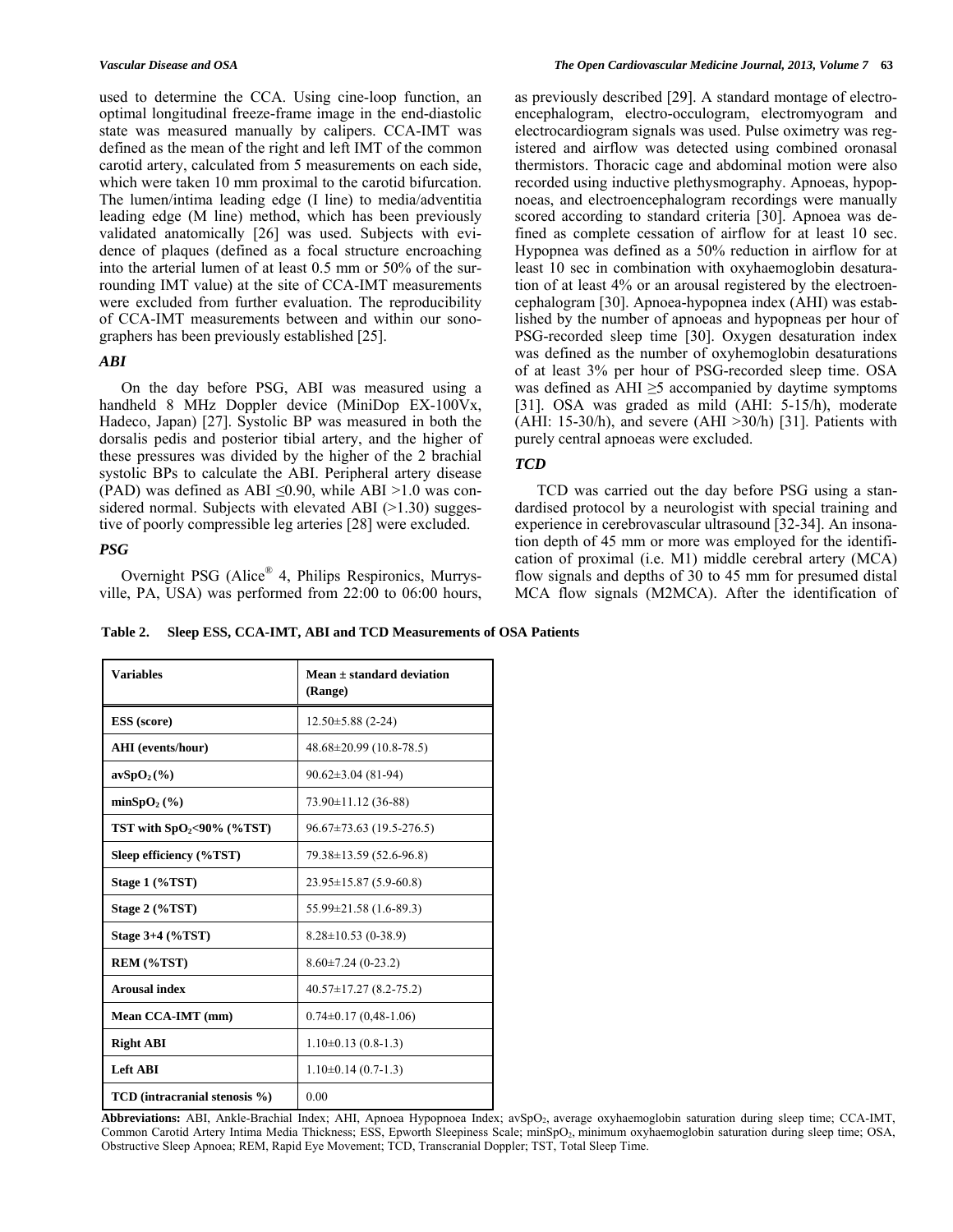used to determine the CCA. Using cine-loop function, an optimal longitudinal freeze-frame image in the end-diastolic state was measured manually by calipers. CCA-IMT was defined as the mean of the right and left IMT of the common carotid artery, calculated from 5 measurements on each side, which were taken 10 mm proximal to the carotid bifurcation. The lumen/intima leading edge (I line) to media/adventitia leading edge (M line) method, which has been previously validated anatomically [26] was used. Subjects with evidence of plaques (defined as a focal structure encroaching into the arterial lumen of at least 0.5 mm or 50% of the surrounding IMT value) at the site of CCA-IMT measurements were excluded from further evaluation. The reproducibility of CCA-IMT measurements between and within our sonographers has been previously established [25].

### *ABI*

On the day before PSG, ABI was measured using a handheld 8 MHz Doppler device (MiniDop EX-100Vx, Hadeco, Japan) [27]. Systolic BP was measured in both the dorsalis pedis and posterior tibial artery, and the higher of these pressures was divided by the higher of the 2 brachial systolic BPs to calculate the ABI. Peripheral artery disease (PAD) was defined as ABI ≤0.90, while ABI >1.0 was considered normal. Subjects with elevated ABI (>1.30) suggestive of poorly compressible leg arteries [28] were excluded.

### *PSG*

Overnight PSG (Alice® 4, Philips Respironics, Murrysville, PA, USA) was performed from 22:00 to 06:00 hours, as previously described [29]. A standard montage of electroencephalogram, electro-occulogram, electromyogram and electrocardiogram signals was used. Pulse oximetry was registered and airflow was detected using combined oronasal thermistors. Thoracic cage and abdominal motion were also recorded using inductive plethysmography. Apnoeas, hypopnoeas, and electroencephalogram recordings were manually scored according to standard criteria [30]. Apnoea was defined as complete cessation of airflow for at least 10 sec. Hypopnea was defined as a 50% reduction in airflow for at least 10 sec in combination with oxyhaemoglobin desaturation of at least 4% or an arousal registered by the electroencephalogram [30]. Apnoea-hypopnea index (AHI) was established by the number of apnoeas and hypopneas per hour of PSG-recorded sleep time [30]. Oxygen desaturation index was defined as the number of oxyhemoglobin desaturations of at least 3% per hour of PSG-recorded sleep time. OSA was defined as AHI ≥5 accompanied by daytime symptoms [31]. OSA was graded as mild (AHI: 5-15/h), moderate (AHI: 15-30/h), and severe (AHI >30/h) [31]. Patients with purely central apnoeas were excluded.

### *TCD*

TCD was carried out the day before PSG using a standardised protocol by a neurologist with special training and experience in cerebrovascular ultrasound [32-34]. An insonation depth of 45 mm or more was employed for the identification of proximal (i.e. M1) middle cerebral artery (MCA) flow signals and depths of 30 to 45 mm for presumed distal MCA flow signals (M2MCA). After the identification of

**Table 2. Sleep ESS, CCA-IMT, ABI and TCD Measurements of OSA Patients**

| Variables | Mean ± standard deviation (Range) |
|---|---|
| **ESS (score)** | 12.50±5.88 (2-24) |
| **AHI (events/hour)** | 48.68±20.99 (10.8-78.5) |
| **avSpO$_2$ (%)** | 90.62±3.04 (81-94) |
| **minSpO$_2$ (%)** | 73.90±11.12 (36-88) |
| **TST with SpO$_2$<90% (%TST)** | 96.67±73.63 (19.5-276.5) |
| **Sleep efficiency (%TST)** | 79.38±13.59 (52.6-96.8) |
| **Stage 1 (%TST)** | 23.95±15.87 (5.9-60.8) |
| **Stage 2 (%TST)** | 55.99±21.58 (1.6-89.3) |
| **Stage 3+4 (%TST)** | 8.28±10.53 (0-38.9) |
| **REM (%TST)** | 8.60±7.24 (0-23.2) |
| **Arousal index** | 40.57±17.27 (8.2-75.2) |
| **Mean CCA-IMT (mm)** | 0.74±0.17 (0,48-1.06) |
| **Right ABI** | 1.10±0.13 (0.8-1.3) |
| **Left ABI** | 1.10±0.14 (0.7-1.3) |
| **TCD (intracranial stenosis %)** | 0.00 |

**Abbreviations:** ABI, Ankle-Brachial Index; AHI, Apnoea Hypopnoea Index; avSpO$_2$, average oxyhaemoglobin saturation during sleep time; CCA-IMT, Common Carotid Artery Intima Media Thickness; ESS, Epworth Sleepiness Scale; minSpO$_2$, minimum oxyhaemoglobin saturation during sleep time; OSA, Obstructive Sleep Apnoea; REM, Rapid Eye Movement; TCD, Transcranial Doppler; TST, Total Sleep Time.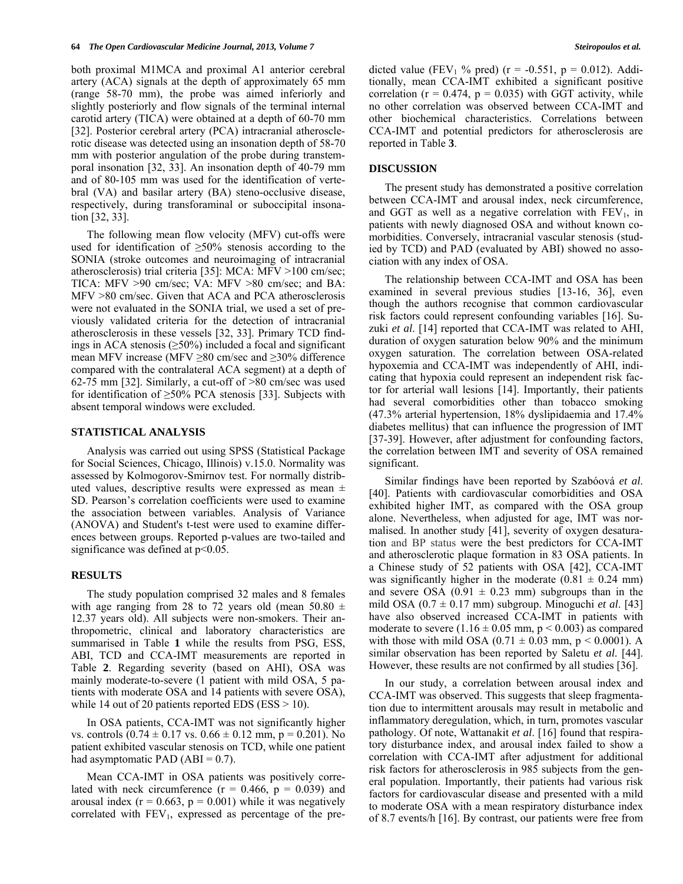both proximal M1MCA and proximal A1 anterior cerebral artery (ACA) signals at the depth of approximately 65 mm (range 58-70 mm), the probe was aimed inferiorly and slightly posteriorly and flow signals of the terminal internal carotid artery (TICA) were obtained at a depth of 60-70 mm [32]. Posterior cerebral artery (PCA) intracranial atherosclerotic disease was detected using an insonation depth of 58-70 mm with posterior angulation of the probe during transtemporal insonation [32, 33]. An insonation depth of 40-79 mm and of 80-105 mm was used for the identification of vertebral (VA) and basilar artery (BA) steno-occlusive disease, respectively, during transforaminal or suboccipital insonation [32, 33].

The following mean flow velocity (MFV) cut-offs were used for identification of ≥50% stenosis according to the SONIA (stroke outcomes and neuroimaging of intracranial atherosclerosis) trial criteria [35]: MCA: MFV >100 cm/sec; TICA: MFV >90 cm/sec; VA: MFV >80 cm/sec; and BA: MFV >80 cm/sec. Given that ACA and PCA atherosclerosis were not evaluated in the SONIA trial, we used a set of previously validated criteria for the detection of intracranial atherosclerosis in these vessels [32, 33]. Primary TCD findings in ACA stenosis (≥50%) included a focal and significant mean MFV increase (MFV ≥80 cm/sec and ≥30% difference compared with the contralateral ACA segment) at a depth of 62-75 mm [32]. Similarly, a cut-off of >80 cm/sec was used for identification of ≥50% PCA stenosis [33]. Subjects with absent temporal windows were excluded.

## STATISTICAL ANALYSIS

Analysis was carried out using SPSS (Statistical Package for Social Sciences, Chicago, Illinois) v.15.0. Normality was assessed by Kolmogorov-Smirnov test. For normally distributed values, descriptive results were expressed as mean ± SD. Pearson's correlation coefficients were used to examine the association between variables. Analysis of Variance (ANOVA) and Student's t-test were used to examine differences between groups. Reported p-values are two-tailed and significance was defined at $p<0.05$.

## RESULTS

The study population comprised 32 males and 8 females with age ranging from 28 to 72 years old (mean 50.80 ± 12.37 years old). All subjects were non-smokers. Their anthropometric, clinical and laboratory characteristics are summarised in Table **1** while the results from PSG, ESS, ABI, TCD and CCA-IMT measurements are reported in Table **2**. Regarding severity (based on AHI), OSA was mainly moderate-to-severe (1 patient with mild OSA, 5 patients with moderate OSA and 14 patients with severe OSA), while 14 out of 20 patients reported EDS (ESS > 10).

In OSA patients, CCA-IMT was not significantly higher vs. controls (0.74 ± 0.17 vs. 0.66 ± 0.12 mm, $p = 0.201$). No patient exhibited vascular stenosis on TCD, while one patient had asymptomatic PAD (ABI = 0.7).

Mean CCA-IMT in OSA patients was positively correlated with neck circumference ($r = 0.466$, $p = 0.039$) and arousal index ($r = 0.663$, $p = 0.001$) while it was negatively correlated with $FEV_1$, expressed as percentage of the predicted value ($FEV_1$ % pred) ($r = -0.551$, $p = 0.012$). Additionally, mean CCA-IMT exhibited a significant positive correlation ($r = 0.474$, $p = 0.035$) with GGT activity, while no other correlation was observed between CCA-IMT and other biochemical characteristics. Correlations between CCA-IMT and potential predictors for atherosclerosis are reported in Table **3**.

## DISCUSSION

The present study has demonstrated a positive correlation between CCA-IMT and arousal index, neck circumference, and GGT as well as a negative correlation with $FEV_1$, in patients with newly diagnosed OSA and without known comorbidities. Conversely, intracranial vascular stenosis (studied by TCD) and PAD (evaluated by ABI) showed no association with any index of OSA.

The relationship between CCA-IMT and OSA has been examined in several previous studies [13-16, 36], even though the authors recognise that common cardiovascular risk factors could represent confounding variables [16]. Suzuki *et al.* [14] reported that CCA-IMT was related to AHI, duration of oxygen saturation below 90% and the minimum oxygen saturation. The correlation between OSA-related hypoxemia and CCA-IMT was independently of AHI, indicating that hypoxia could represent an independent risk factor for arterial wall lesions [14]. Importantly, their patients had several comorbidities other than tobacco smoking (47.3% arterial hypertension, 18% dyslipidaemia and 17.4% diabetes mellitus) that can influence the progression of IMT [37-39]. However, after adjustment for confounding factors, the correlation between IMT and severity of OSA remained significant.

Similar findings have been reported by Szabóová *et al.* [40]. Patients with cardiovascular comorbidities and OSA exhibited higher IMT, as compared with the OSA group alone. Nevertheless, when adjusted for age, IMT was normalised. In another study [41], severity of oxygen desaturation and BP status were the best predictors for CCA-IMT and atherosclerotic plaque formation in 83 OSA patients. In a Chinese study of 52 patients with OSA [42], CCA-IMT was significantly higher in the moderate (0.81 ± 0.24 mm) and severe OSA (0.91 ± 0.23 mm) subgroups than in the mild OSA (0.7 ± 0.17 mm) subgroup. Minoguchi *et al.* [43] have also observed increased CCA-IMT in patients with moderate to severe (1.16 ± 0.05 mm, $p < 0.003$) as compared with those with mild OSA (0.71 ± 0.03 mm, $p < 0.0001$). A similar observation has been reported by Saletu *et al.* [44]. However, these results are not confirmed by all studies [36].

In our study, a correlation between arousal index and CCA-IMT was observed. This suggests that sleep fragmentation due to intermittent arousals may result in metabolic and inflammatory deregulation, which, in turn, promotes vascular pathology. Of note, Wattanakit *et al.* [16] found that respiratory disturbance index, and arousal index failed to show a correlation with CCA-IMT after adjustment for additional risk factors for atherosclerosis in 985 subjects from the general population. Importantly, their patients had various risk factors for cardiovascular disease and presented with a mild to moderate OSA with a mean respiratory disturbance index of 8.7 events/h [16]. By contrast, our patients were free from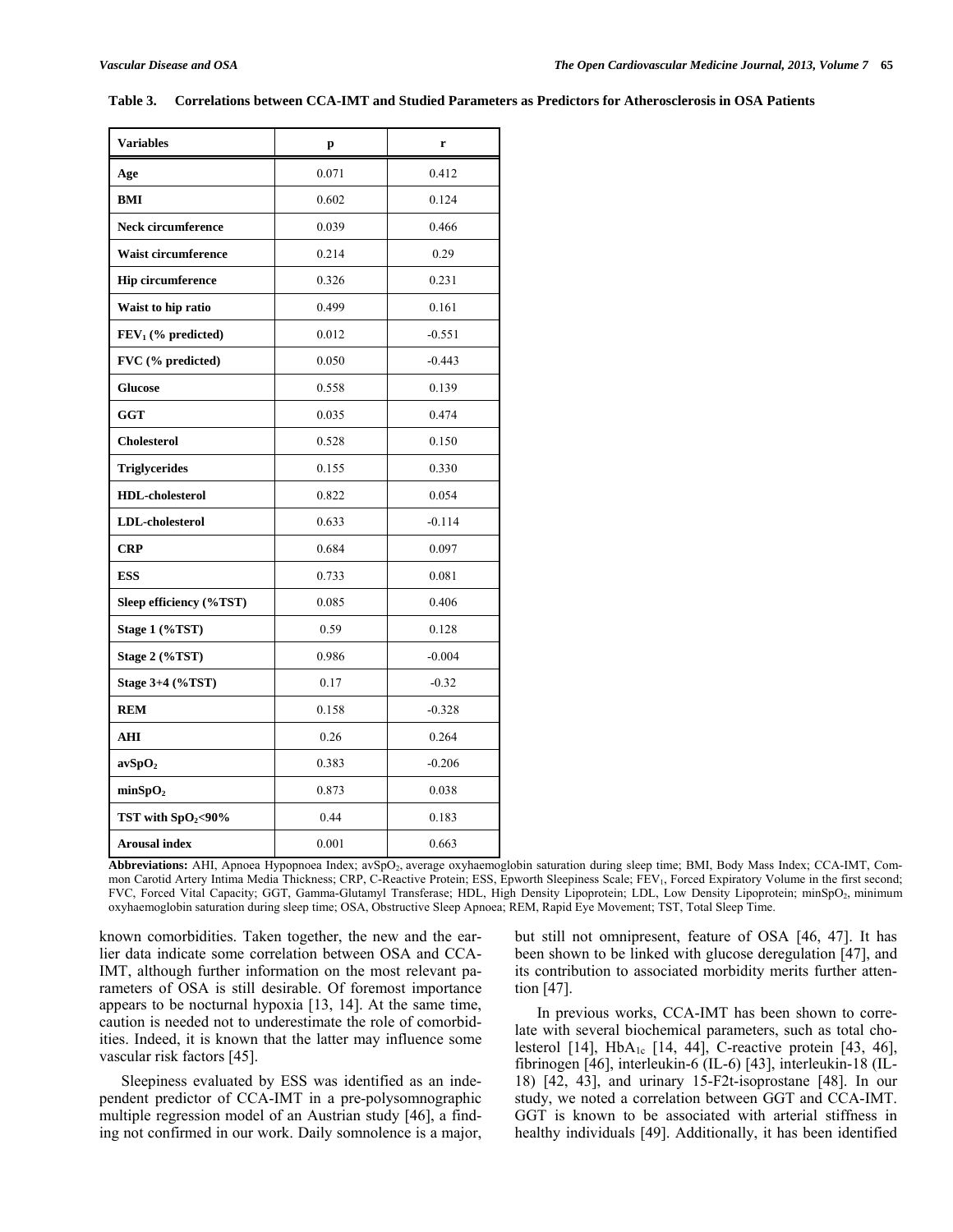**Table 3. Correlations between CCA-IMT and Studied Parameters as Predictors for Atherosclerosis in OSA Patients**

| Variables | p | r |
|---|---|---|
| **Age** | 0.071 | 0.412 |
| **BMI** | 0.602 | 0.124 |
| **Neck circumference** | 0.039 | 0.466 |
| **Waist circumference** | 0.214 | 0.29 |
| **Hip circumference** | 0.326 | 0.231 |
| **Waist to hip ratio** | 0.499 | 0.161 |
| **$FEV_1$ (% predicted)** | 0.012 | -0.551 |
| **FVC (% predicted)** | 0.050 | -0.443 |
| **Glucose** | 0.558 | 0.139 |
| **GGT** | 0.035 | 0.474 |
| **Cholesterol** | 0.528 | 0.150 |
| **Triglycerides** | 0.155 | 0.330 |
| **HDL-cholesterol** | 0.822 | 0.054 |
| **LDL-cholesterol** | 0.633 | -0.114 |
| **CRP** | 0.684 | 0.097 |
| **ESS** | 0.733 | 0.081 |
| **Sleep efficiency (%TST)** | 0.085 | 0.406 |
| **Stage 1 (%TST)** | 0.59 | 0.128 |
| **Stage 2 (%TST)** | 0.986 | -0.004 |
| **Stage 3+4 (%TST)** | 0.17 | -0.32 |
| **REM** | 0.158 | -0.328 |
| **AHI** | 0.26 | 0.264 |
| **$avSpO_2$** | 0.383 | -0.206 |
| **$minSpO_2$** | 0.873 | 0.038 |
| **TST with $SpO_2$<90%** | 0.44 | 0.183 |
| **Arousal index** | 0.001 | 0.663 |

**Abbreviations:** AHI, Apnoea Hypopnoea Index; $avSpO_2$, average oxyhaemoglobin saturation during sleep time; BMI, Body Mass Index; CCA-IMT, Common Carotid Artery Intima Media Thickness; CRP, C-Reactive Protein; ESS, Epworth Sleepiness Scale; $FEV_1$, Forced Expiratory Volume in the first second; FVC, Forced Vital Capacity; GGT, Gamma-Glutamyl Transferase; HDL, High Density Lipoprotein; LDL, Low Density Lipoprotein; $minSpO_2$, minimum oxyhaemoglobin saturation during sleep time; OSA, Obstructive Sleep Apnoea; REM, Rapid Eye Movement; TST, Total Sleep Time.

known comorbidities. Taken together, the new and the earlier data indicate some correlation between OSA and CCA-IMT, although further information on the most relevant parameters of OSA is still desirable. Of foremost importance appears to be nocturnal hypoxia [13, 14]. At the same time, caution is needed not to underestimate the role of comorbidities. Indeed, it is known that the latter may influence some vascular risk factors [45].

Sleepiness evaluated by ESS was identified as an independent predictor of CCA-IMT in a pre-polysomnographic multiple regression model of an Austrian study [46], a finding not confirmed in our work. Daily somnolence is a major, but still not omnipresent, feature of OSA [46, 47]. It has been shown to be linked with glucose deregulation [47], and its contribution to associated morbidity merits further attention [47].

In previous works, CCA-IMT has been shown to correlate with several biochemical parameters, such as total cholesterol [14], $HbA_{1c}$ [14, 44], C-reactive protein [43, 46], fibrinogen [46], interleukin-6 (IL-6) [43], interleukin-18 (IL-18) [42, 43], and urinary 15-F2t-isoprostane [48]. In our study, we noted a correlation between GGT and CCA-IMT. GGT is known to be associated with arterial stiffness in healthy individuals [49]. Additionally, it has been identified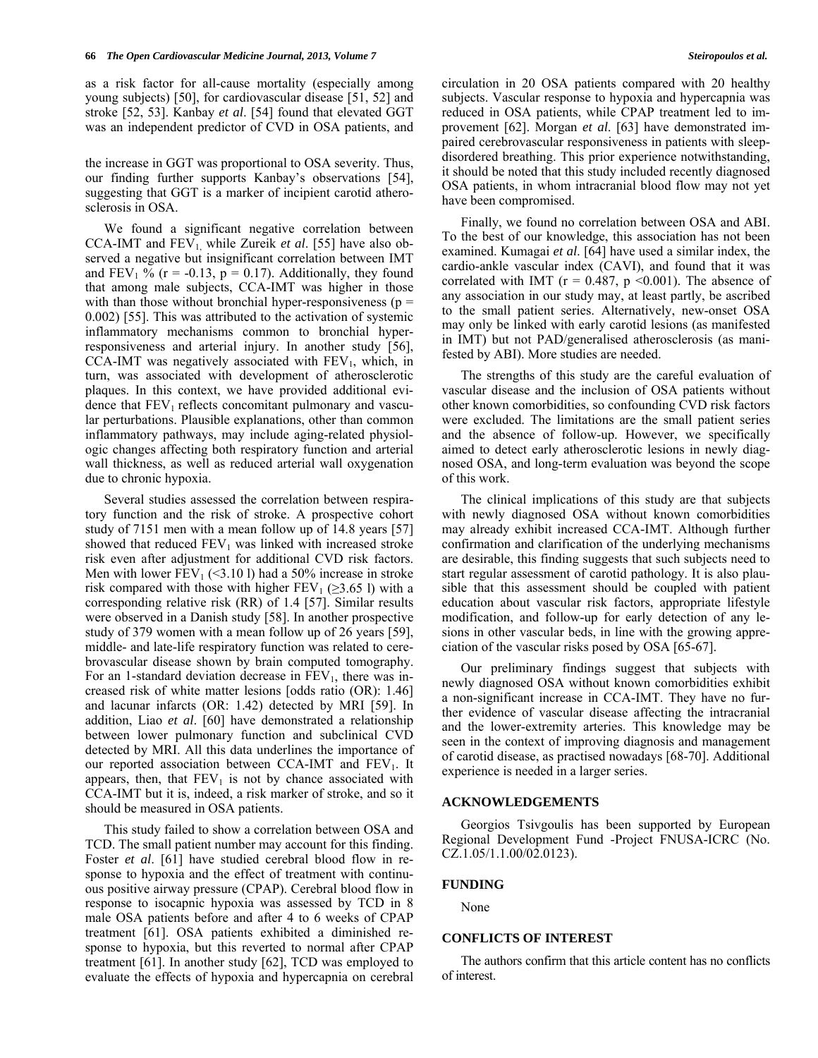as a risk factor for all-cause mortality (especially among young subjects) [50], for cardiovascular disease [51, 52] and stroke [52, 53]. Kanbay *et al*. [54] found that elevated GGT was an independent predictor of CVD in OSA patients, and the increase in GGT was proportional to OSA severity. Thus, our finding further supports Kanbay's observations [54], suggesting that GGT is a marker of incipient carotid atherosclerosis in OSA.

We found a significant negative correlation between CCA-IMT and $FEV_1$, while Zureik *et al*. [55] have also observed a negative but insignificant correlation between IMT and $FEV_1$ % ($r = -0.13$, $p = 0.17$). Additionally, they found that among male subjects, CCA-IMT was higher in those with than those without bronchial hyper-responsiveness ($p = 0.002$) [55]. This was attributed to the activation of systemic inflammatory mechanisms common to bronchial hyper-responsiveness and arterial injury. In another study [56], CCA-IMT was negatively associated with $FEV_1$, which, in turn, was associated with development of atherosclerotic plaques. In this context, we have provided additional evidence that $FEV_1$ reflects concomitant pulmonary and vascular perturbations. Plausible explanations, other than common inflammatory pathways, may include aging-related physiologic changes affecting both respiratory function and arterial wall thickness, as well as reduced arterial wall oxygenation due to chronic hypoxia.

Several studies assessed the correlation between respiratory function and the risk of stroke. A prospective cohort study of 7151 men with a mean follow up of 14.8 years [57] showed that reduced $FEV_1$ was linked with increased stroke risk even after adjustment for additional CVD risk factors. Men with lower $FEV_1$ (<3.10 l) had a 50% increase in stroke risk compared with those with higher $FEV_1$ (≥3.65 l) with a corresponding relative risk (RR) of 1.4 [57]. Similar results were observed in a Danish study [58]. In another prospective study of 379 women with a mean follow up of 26 years [59], middle- and late-life respiratory function was related to cerebrovascular disease shown by brain computed tomography. For an 1-standard deviation decrease in $FEV_1$, there was increased risk of white matter lesions [odds ratio (OR): 1.46] and lacunar infarcts (OR: 1.42) detected by MRI [59]. In addition, Liao *et al*. [60] have demonstrated a relationship between lower pulmonary function and subclinical CVD detected by MRI. All this data underlines the importance of our reported association between CCA-IMT and $FEV_1$. It appears, then, that $FEV_1$ is not by chance associated with CCA-IMT but it is, indeed, a risk marker of stroke, and so it should be measured in OSA patients.

This study failed to show a correlation between OSA and TCD. The small patient number may account for this finding. Foster *et al*. [61] have studied cerebral blood flow in response to hypoxia and the effect of treatment with continuous positive airway pressure (CPAP). Cerebral blood flow in response to isocapnic hypoxia was assessed by TCD in 8 male OSA patients before and after 4 to 6 weeks of CPAP treatment [61]. OSA patients exhibited a diminished response to hypoxia, but this reverted to normal after CPAP treatment [61]. In another study [62], TCD was employed to evaluate the effects of hypoxia and hypercapnia on cerebral circulation in 20 OSA patients compared with 20 healthy subjects. Vascular response to hypoxia and hypercapnia was reduced in OSA patients, while CPAP treatment led to improvement [62]. Morgan *et al*. [63] have demonstrated impaired cerebrovascular responsiveness in patients with sleep-disordered breathing. This prior experience notwithstanding, it should be noted that this study included recently diagnosed OSA patients, in whom intracranial blood flow may not yet have been compromised.

Finally, we found no correlation between OSA and ABI. To the best of our knowledge, this association has not been examined. Kumagai *et al*. [64] have used a similar index, the cardio-ankle vascular index (CAVI), and found that it was correlated with IMT ($r = 0.487$, $p < 0.001$). The absence of any association in our study may, at least partly, be ascribed to the small patient series. Alternatively, new-onset OSA may only be linked with early carotid lesions (as manifested in IMT) but not PAD/generalised atherosclerosis (as manifested by ABI). More studies are needed.

The strengths of this study are the careful evaluation of vascular disease and the inclusion of OSA patients without other known comorbidities, so confounding CVD risk factors were excluded. The limitations are the small patient series and the absence of follow-up. However, we specifically aimed to detect early atherosclerotic lesions in newly diagnosed OSA, and long-term evaluation was beyond the scope of this work.

The clinical implications of this study are that subjects with newly diagnosed OSA without known comorbidities may already exhibit increased CCA-IMT. Although further confirmation and clarification of the underlying mechanisms are desirable, this finding suggests that such subjects need to start regular assessment of carotid pathology. It is also plausible that this assessment should be coupled with patient education about vascular risk factors, appropriate lifestyle modification, and follow-up for early detection of any lesions in other vascular beds, in line with the growing appreciation of the vascular risks posed by OSA [65-67].

Our preliminary findings suggest that subjects with newly diagnosed OSA without known comorbidities exhibit a non-significant increase in CCA-IMT. They have no further evidence of vascular disease affecting the intracranial and the lower-extremity arteries. This knowledge may be seen in the context of improving diagnosis and management of carotid disease, as practised nowadays [68-70]. Additional experience is needed in a larger series.

## ACKNOWLEDGEMENTS

Georgios Tsivgoulis has been supported by European Regional Development Fund -Project FNUSA-ICRC (No. CZ.1.05/1.1.00/02.0123).

## FUNDING

None

## CONFLICTS OF INTEREST

The authors confirm that this article content has no conflicts of interest.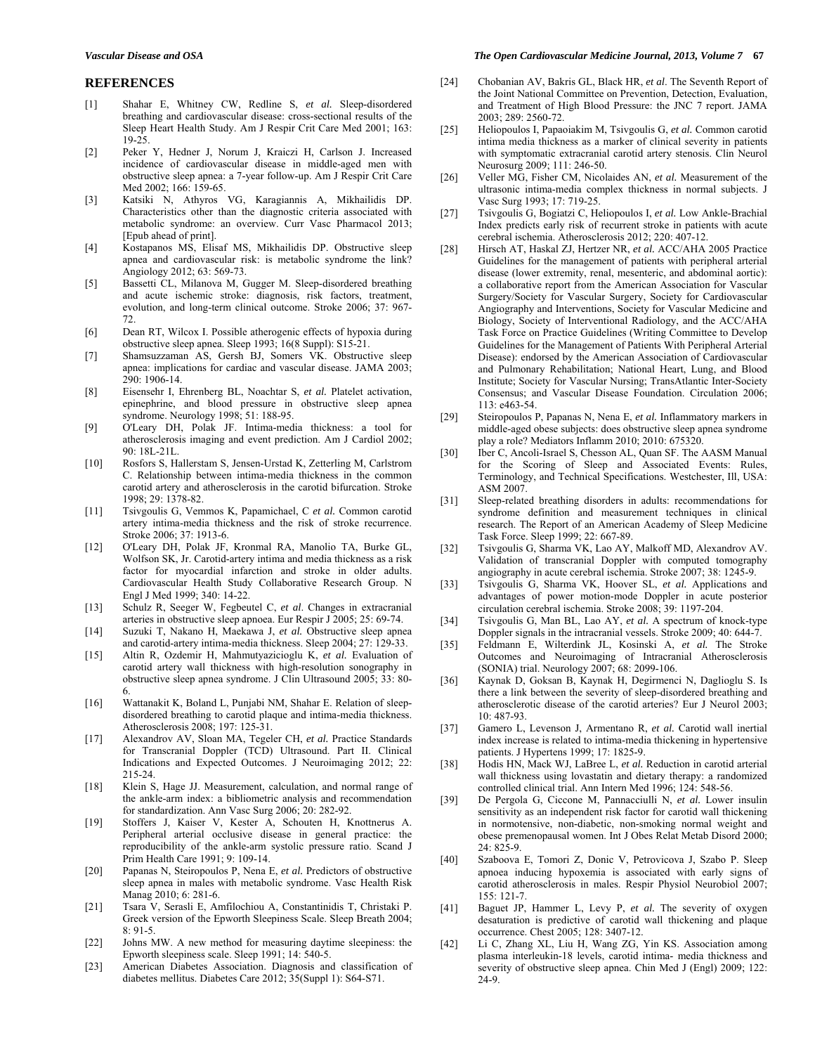## REFERENCES

[1] Shahar E, Whitney CW, Redline S, *et al.* Sleep-disordered breathing and cardiovascular disease: cross-sectional results of the Sleep Heart Health Study. Am J Respir Crit Care Med 2001; 163: 19-25.

[2] Peker Y, Hedner J, Norum J, Kraiczi H, Carlson J. Increased incidence of cardiovascular disease in middle-aged men with obstructive sleep apnea: a 7-year follow-up. Am J Respir Crit Care Med 2002; 166: 159-65.

[3] Katsiki N, Athyros VG, Karagiannis A, Mikhailidis DP. Characteristics other than the diagnostic criteria associated with metabolic syndrome: an overview. Curr Vasc Pharmacol 2013; [Epub ahead of print].

[4] Kostapanos MS, Elisaf MS, Mikhailidis DP. Obstructive sleep apnea and cardiovascular risk: is metabolic syndrome the link? Angiology 2012; 63: 569-73.

[5] Bassetti CL, Milanova M, Gugger M. Sleep-disordered breathing and acute ischemic stroke: diagnosis, risk factors, treatment, evolution, and long-term clinical outcome. Stroke 2006; 37: 967-72.

[6] Dean RT, Wilcox I. Possible atherogenic effects of hypoxia during obstructive sleep apnea. Sleep 1993; 16(8 Suppl): S15-21.

[7] Shamsuzzaman AS, Gersh BJ, Somers VK. Obstructive sleep apnea: implications for cardiac and vascular disease. JAMA 2003; 290: 1906-14.

[8] Eisensehr I, Ehrenberg BL, Noachtar S, *et al.* Platelet activation, epinephrine, and blood pressure in obstructive sleep apnea syndrome. Neurology 1998; 51: 188-95.

[9] O'Leary DH, Polak JF. Intima-media thickness: a tool for atherosclerosis imaging and event prediction. Am J Cardiol 2002; 90: 18L-21L.

[10] Rosfors S, Hallerstam S, Jensen-Urstad K, Zetterling M, Carlstrom C. Relationship between intima-media thickness in the common carotid artery and atherosclerosis in the carotid bifurcation. Stroke 1998; 29: 1378-82.

[11] Tsivgoulis G, Vemmos K, Papamichael, C *et al.* Common carotid artery intima-media thickness and the risk of stroke recurrence. Stroke 2006; 37: 1913-6.

[12] O'Leary DH, Polak JF, Kronmal RA, Manolio TA, Burke GL, Wolfson SK, Jr. Carotid-artery intima and media thickness as a risk factor for myocardial infarction and stroke in older adults. Cardiovascular Health Study Collaborative Research Group. N Engl J Med 1999; 340: 14-22.

[13] Schulz R, Seeger W, Fegbeutel C, *et al*. Changes in extracranial arteries in obstructive sleep apnoea. Eur Respir J 2005; 25: 69-74.

[14] Suzuki T, Nakano H, Maekawa J, *et al.* Obstructive sleep apnea and carotid-artery intima-media thickness. Sleep 2004; 27: 129-33.

[15] Altin R, Ozdemir H, Mahmutyazicioglu K, *et al.* Evaluation of carotid artery wall thickness with high-resolution sonography in obstructive sleep apnea syndrome. J Clin Ultrasound 2005; 33: 80-6.

[16] Wattanakit K, Boland L, Punjabi NM, Shahar E. Relation of sleep-disordered breathing to carotid plaque and intima-media thickness. Atherosclerosis 2008; 197: 125-31.

[17] Alexandrov AV, Sloan MA, Tegeler CH, *et al.* Practice Standards for Transcranial Doppler (TCD) Ultrasound. Part II. Clinical Indications and Expected Outcomes. J Neuroimaging 2012; 22: 215-24.

[18] Klein S, Hage JJ. Measurement, calculation, and normal range of the ankle-arm index: a bibliometric analysis and recommendation for standardization. Ann Vasc Surg 2006; 20: 282-92.

[19] Stoffers J, Kaiser V, Kester A, Schouten H, Knottnerus A. Peripheral arterial occlusive disease in general practice: the reproducibility of the ankle-arm systolic pressure ratio. Scand J Prim Health Care 1991; 9: 109-14.

[20] Papanas N, Steiropoulos P, Nena E, *et al.* Predictors of obstructive sleep apnea in males with metabolic syndrome. Vasc Health Risk Manag 2010; 6: 281-6.

[21] Tsara V, Serasli E, Amfilochiou A, Constantinidis T, Christaki P. Greek version of the Epworth Sleepiness Scale. Sleep Breath 2004; 8: 91-5.

[22] Johns MW. A new method for measuring daytime sleepiness: the Epworth sleepiness scale. Sleep 1991; 14: 540-5.

[23] American Diabetes Association. Diagnosis and classification of diabetes mellitus. Diabetes Care 2012; 35(Suppl 1): S64-S71.

[24] Chobanian AV, Bakris GL, Black HR, *et al*. The Seventh Report of the Joint National Committee on Prevention, Detection, Evaluation, and Treatment of High Blood Pressure: the JNC 7 report. JAMA 2003; 289: 2560-72.

[25] Heliopoulos I, Papaoiakim M, Tsivgoulis G, *et al.* Common carotid intima media thickness as a marker of clinical severity in patients with symptomatic extracranial carotid artery stenosis. Clin Neurol Neurosurg 2009; 111: 246-50.

[26] Veller MG, Fisher CM, Nicolaides AN, *et al.* Measurement of the ultrasonic intima-media complex thickness in normal subjects. J Vasc Surg 1993; 17: 719-25.

[27] Tsivgoulis G, Bogiatzi C, Heliopoulos I, *et al.* Low Ankle-Brachial Index predicts early risk of recurrent stroke in patients with acute cerebral ischemia. Atherosclerosis 2012; 220: 407-12.

[28] Hirsch AT, Haskal ZJ, Hertzer NR, *et al.* ACC/AHA 2005 Practice Guidelines for the management of patients with peripheral arterial disease (lower extremity, renal, mesenteric, and abdominal aortic): a collaborative report from the American Association for Vascular Surgery/Society for Vascular Surgery, Society for Cardiovascular Angiography and Interventions, Society for Vascular Medicine and Biology, Society of Interventional Radiology, and the ACC/AHA Task Force on Practice Guidelines (Writing Committee to Develop Guidelines for the Management of Patients With Peripheral Arterial Disease): endorsed by the American Association of Cardiovascular and Pulmonary Rehabilitation; National Heart, Lung, and Blood Institute; Society for Vascular Nursing; TransAtlantic Inter-Society Consensus; and Vascular Disease Foundation. Circulation 2006; 113: e463-54.

[29] Steiropoulos P, Papanas N, Nena E, *et al.* Inflammatory markers in middle-aged obese subjects: does obstructive sleep apnea syndrome play a role? Mediators Inflamm 2010; 2010: 675320.

[30] Iber C, Ancoli-Israel S, Chesson AL, Quan SF. The AASM Manual for the Scoring of Sleep and Associated Events: Rules, Terminology, and Technical Specifications. Westchester, Ill, USA: ASM 2007.

[31] Sleep-related breathing disorders in adults: recommendations for syndrome definition and measurement techniques in clinical research. The Report of an American Academy of Sleep Medicine Task Force. Sleep 1999; 22: 667-89.

[32] Tsivgoulis G, Sharma VK, Lao AY, Malkoff MD, Alexandrov AV. Validation of transcranial Doppler with computed tomography angiography in acute cerebral ischemia. Stroke 2007; 38: 1245-9.

[33] Tsivgoulis G, Sharma VK, Hoover SL, *et al.* Applications and advantages of power motion-mode Doppler in acute posterior circulation cerebral ischemia. Stroke 2008; 39: 1197-204.

[34] Tsivgoulis G, Man BL, Lao AY, *et al.* A spectrum of knock-type Doppler signals in the intracranial vessels. Stroke 2009; 40: 644-7.

[35] Feldmann E, Wilterdink JL, Kosinski A, *et al.* The Stroke Outcomes and Neuroimaging of Intracranial Atherosclerosis (SONIA) trial. Neurology 2007; 68: 2099-106.

[36] Kaynak D, Goksan B, Kaynak H, Degirmenci N, Daglioglu S. Is there a link between the severity of sleep-disordered breathing and atherosclerotic disease of the carotid arteries? Eur J Neurol 2003; 10: 487-93.

[37] Gamero L, Levenson J, Armentano R, *et al.* Carotid wall inertial index increase is related to intima-media thickening in hypertensive patients. J Hypertens 1999; 17: 1825-9.

[38] Hodis HN, Mack WJ, LaBree L, *et al.* Reduction in carotid arterial wall thickness using lovastatin and dietary therapy: a randomized controlled clinical trial. Ann Intern Med 1996; 124: 548-56.

[39] De Pergola G, Ciccone M, Pannacciulli N, *et al.* Lower insulin sensitivity as an independent risk factor for carotid wall thickening in normotensive, non-diabetic, non-smoking normal weight and obese premenopausal women. Int J Obes Relat Metab Disord 2000; 24: 825-9.

[40] Szaboova E, Tomori Z, Donic V, Petrovicova J, Szabo P. Sleep apnoea inducing hypoxemia is associated with early signs of carotid atherosclerosis in males. Respir Physiol Neurobiol 2007; 155: 121-7.

[41] Baguet JP, Hammer L, Levy P, *et al.* The severity of oxygen desaturation is predictive of carotid wall thickening and plaque occurrence. Chest 2005; 128: 3407-12.

[42] Li C, Zhang XL, Liu H, Wang ZG, Yin KS. Association among plasma interleukin-18 levels, carotid intima- media thickness and severity of obstructive sleep apnea. Chin Med J (Engl) 2009; 122: 24-9.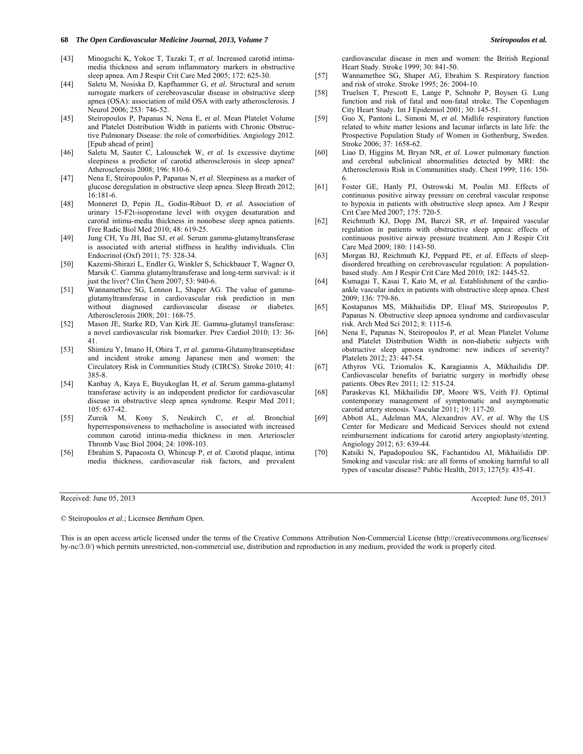[43] Minoguchi K, Yokoe T, Tazaki T, *et al*. Increased carotid intima-media thickness and serum inflammatory markers in obstructive sleep apnea. Am J Respir Crit Care Med 2005; 172: 625-30.

[44] Saletu M, Nosiska D, Kapfhammer G, *et al.* Structural and serum surrogate markers of cerebrovascular disease in obstructive sleep apnea (OSA): association of mild OSA with early atherosclerosis. J Neurol 2006; 253: 746-52.

[45] Steiropoulos P, Papanas N, Nena E, *et al*. Mean Platelet Volume and Platelet Distribution Width in patients with Chronic Obstructive Pulmonary Disease: the role of comorbidities. Angiology 2012. [Epub ahead of print]

[46] Saletu M, Sauter C, Lalouschek W, *et al.* Is excessive daytime sleepiness a predictor of carotid atherosclerosis in sleep apnea? Atherosclerosis 2008; 196: 810-6.

[47] Nena E, Steiropoulos P, Papanas N, *et al*. Sleepiness as a marker of glucose deregulation in obstructive sleep apnea. Sleep Breath 2012; 16:181-6.

[48] Monneret D, Pepin JL, Godin-Ribuot D, *et al.* Association of urinary 15-F2t-isoprostane level with oxygen desaturation and carotid intima-media thickness in nonobese sleep apnea patients. Free Radic Biol Med 2010; 48: 619-25.

[49] Jung CH, Yu JH, Bae SJ, *et al.* Serum gamma-glutamyltransferase is associated with arterial stiffness in healthy individuals. Clin Endocrinol (Oxf) 2011; 75: 328-34.

[50] Kazemi-Shirazi L, Endler G, Winkler S, Schickbauer T, Wagner O, Marsik C. Gamma glutamyltransferase and long-term survival: is it just the liver? Clin Chem 2007; 53: 940-6.

[51] Wannamethee SG, Lennon L, Shaper AG. The value of gamma-glutamyltransferase in cardiovascular risk prediction in men without diagnosed cardiovascular disease or diabetes. Atherosclerosis 2008; 201: 168-75.

[52] Mason JE, Starke RD, Van Kirk JE. Gamma-glutamyl transferase: a novel cardiovascular risk biomarker. Prev Cardiol 2010; 13: 36-41.

[53] Shimizu Y, Imano H, Ohira T, *et al.* gamma-Glutamyltranseptidase and incident stroke among Japanese men and women: the Circulatory Risk in Communities Study (CIRCS). Stroke 2010; 41: 385-8.

[54] Kanbay A, Kaya E, Buyukoglan H, *et al.* Serum gamma-glutamyl transferase activity is an independent predictor for cardiovascular disease in obstructive sleep apnea syndrome. Respir Med 2011; 105: 637-42.

[55] Zureik M, Kony S, Neukirch C, *et al.* Bronchial hyperresponsiveness to methacholine is associated with increased common carotid intima-media thickness in men. Arterioscler Thromb Vasc Biol 2004; 24: 1098-103.

[56] Ebrahim S, Papacosta O, Whincup P, *et al.* Carotid plaque, intima media thickness, cardiovascular risk factors, and prevalent cardiovascular disease in men and women: the British Regional Heart Study. Stroke 1999; 30: 841-50.

[57] Wannamethee SG, Shaper AG, Ebrahim S. Respiratory function and risk of stroke. Stroke 1995; 26: 2004-10.

[58] Truelsen T, Prescott E, Lange P, Schnohr P, Boysen G. Lung function and risk of fatal and non-fatal stroke. The Copenhagen City Heart Study. Int J Epidemiol 2001; 30: 145-51.

[59] Guo X, Pantoni L, Simoni M, *et al.* Midlife respiratory function related to white matter lesions and lacunar infarcts in late life: the Prospective Population Study of Women in Gothenburg, Sweden. Stroke 2006; 37: 1658-62.

[60] Liao D, Higgins M, Bryan NR, *et al.* Lower pulmonary function and cerebral subclinical abnormalities detected by MRI: the Atherosclerosis Risk in Communities study. Chest 1999; 116: 150-6.

[61] Foster GE, Hanly PJ, Ostrowski M, Poulin MJ. Effects of continuous positive airway pressure on cerebral vascular response to hypoxia in patients with obstructive sleep apnea. Am J Respir Crit Care Med 2007; 175: 720-5.

[62] Reichmuth KJ, Dopp JM, Barczi SR, *et al.* Impaired vascular regulation in patients with obstructive sleep apnea: effects of continuous positive airway pressure treatment. Am J Respir Crit Care Med 2009; 180: 1143-50.

[63] Morgan BJ, Reichmuth KJ, Peppard PE, *et al.* Effects of sleep-disordered breathing on cerebrovascular regulation: A population-based study. Am J Respir Crit Care Med 2010; 182: 1445-52.

[64] Kumagai T, Kasai T, Kato M, *et al.* Establishment of the cardio-ankle vascular index in patients with obstructive sleep apnea. Chest 2009; 136: 779-86.

[65] Kostapanos MS, Mikhailidis DP, Elisaf MS, Steiropoulos P, Papanas N. Obstructive sleep apnoea syndrome and cardiovascular risk. Arch Med Sci 2012; 8: 1115-6.

[66] Nena E, Papanas N, Steiropoulos P, *et al.* Mean Platelet Volume and Platelet Distribution Width in non-diabetic subjects with obstructive sleep apnoea syndrome: new indices of severity? Platelets 2012; 23: 447-54.

[67] Athyros VG, Tziomalos K, Karagiannis A, Mikhailidis DP. Cardiovascular benefits of bariatric surgery in morbidly obese patients. Obes Rev 2011; 12: 515-24.

[68] Paraskevas KI, Mikhailidis DP, Moore WS, Veith FJ. Optimal contemporary management of symptomatic and asymptomatic carotid artery stenosis. Vascular 2011; 19: 117-20.

[69] Abbott AL, Adelman MA, Alexandrov AV, *et al.* Why the US Center for Medicare and Medicaid Services should not extend reimbursement indications for carotid artery angioplasty/stenting. Angiology 2012; 63: 639-44.

[70] Katsiki N, Papadopoulou SK, Fachantidou AI, Mikhailidis DP. Smoking and vascular risk: are all forms of smoking harmful to all types of vascular disease? Public Health, 2013; 127(5): 435-41.

Received: June 05, 2013 Accepted: June 05, 2013

© Steiropoulos *et al.*; Licensee *Bentham Open.*

This is an open access article licensed under the terms of the Creative Commons Attribution Non-Commercial License (http://creativecommons.org/licenses/by-nc/3.0/) which permits unrestricted, non-commercial use, distribution and reproduction in any medium, provided the work is properly cited.